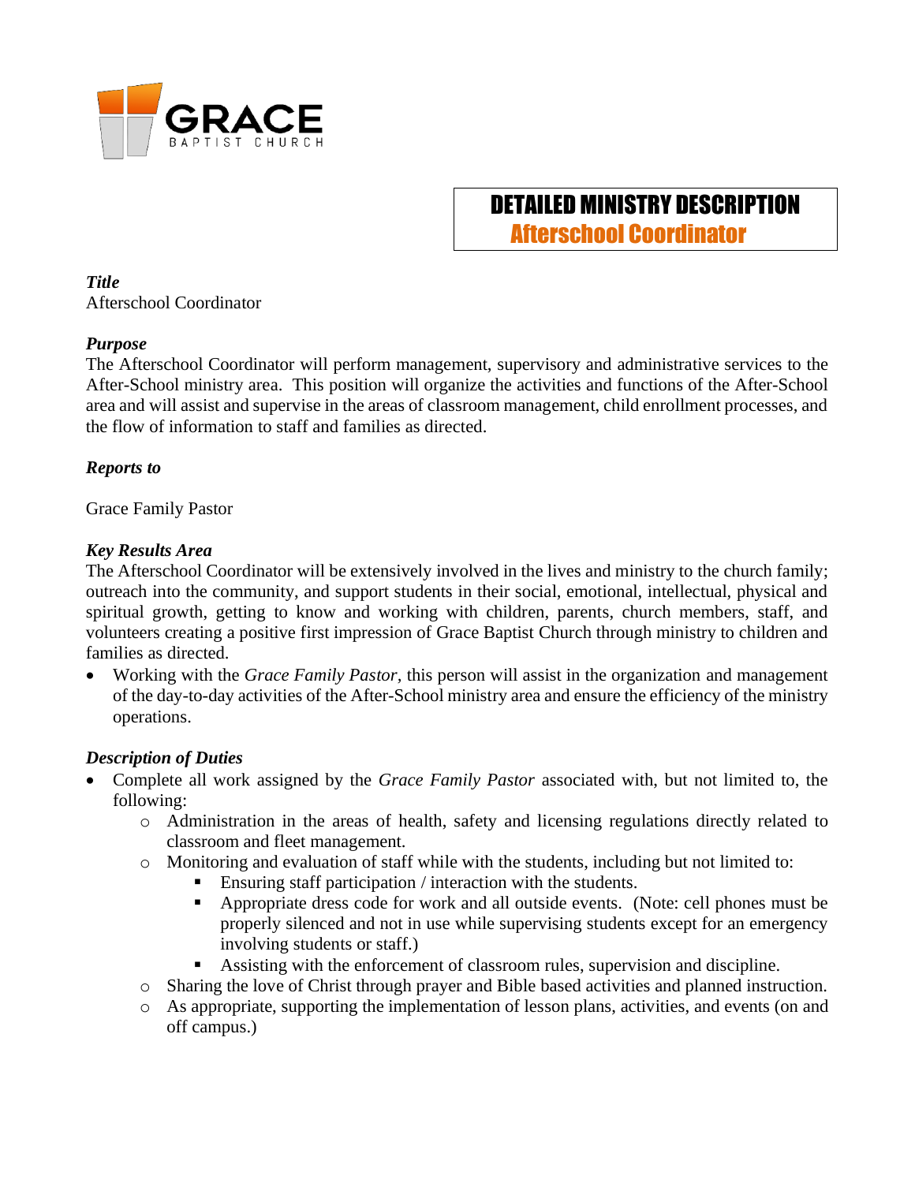GRACE BAPTIST CHURCH

# DETAILED MINISTRY DESCRIPTION
## Afterschool Coordinator

***Title***
Afterschool Coordinator

***Purpose***
The Afterschool Coordinator will perform management, supervisory and administrative services to the After-School ministry area. This position will organize the activities and functions of the After-School area and will assist and supervise in the areas of classroom management, child enrollment processes, and the flow of information to staff and families as directed.

***Reports to***

Grace Family Pastor

***Key Results Area***
The Afterschool Coordinator will be extensively involved in the lives and ministry to the church family; outreach into the community, and support students in their social, emotional, intellectual, physical and spiritual growth, getting to know and working with children, parents, church members, staff, and volunteers creating a positive first impression of Grace Baptist Church through ministry to children and families as directed.

- Working with the *Grace Family Pastor*, this person will assist in the organization and management of the day-to-day activities of the After-School ministry area and ensure the efficiency of the ministry operations.

***Description of Duties***

- Complete all work assigned by the *Grace Family Pastor* associated with, but not limited to, the following:
  - Administration in the areas of health, safety and licensing regulations directly related to classroom and fleet management.
  - Monitoring and evaluation of staff while with the students, including but not limited to:
    - Ensuring staff participation / interaction with the students.
    - Appropriate dress code for work and all outside events. (Note: cell phones must be properly silenced and not in use while supervising students except for an emergency involving students or staff.)
    - Assisting with the enforcement of classroom rules, supervision and discipline.
  - Sharing the love of Christ through prayer and Bible based activities and planned instruction.
  - As appropriate, supporting the implementation of lesson plans, activities, and events (on and off campus.)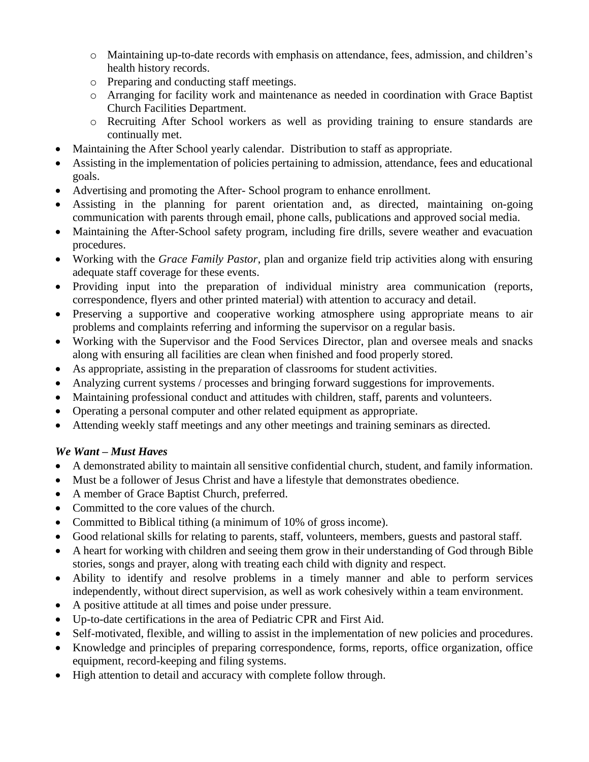- Maintaining up-to-date records with emphasis on attendance, fees, admission, and children's health history records.
  - Preparing and conducting staff meetings.
  - Arranging for facility work and maintenance as needed in coordination with Grace Baptist Church Facilities Department.
  - Recruiting After School workers as well as providing training to ensure standards are continually met.
- Maintaining the After School yearly calendar. Distribution to staff as appropriate.
- Assisting in the implementation of policies pertaining to admission, attendance, fees and educational goals.
- Advertising and promoting the After- School program to enhance enrollment.
- Assisting in the planning for parent orientation and, as directed, maintaining on-going communication with parents through email, phone calls, publications and approved social media.
- Maintaining the After-School safety program, including fire drills, severe weather and evacuation procedures.
- Working with the *Grace Family Pastor*, plan and organize field trip activities along with ensuring adequate staff coverage for these events.
- Providing input into the preparation of individual ministry area communication (reports, correspondence, flyers and other printed material) with attention to accuracy and detail.
- Preserving a supportive and cooperative working atmosphere using appropriate means to air problems and complaints referring and informing the supervisor on a regular basis.
- Working with the Supervisor and the Food Services Director, plan and oversee meals and snacks along with ensuring all facilities are clean when finished and food properly stored.
- As appropriate, assisting in the preparation of classrooms for student activities.
- Analyzing current systems / processes and bringing forward suggestions for improvements.
- Maintaining professional conduct and attitudes with children, staff, parents and volunteers.
- Operating a personal computer and other related equipment as appropriate.
- Attending weekly staff meetings and any other meetings and training seminars as directed.

***We Want – Must Haves***

- A demonstrated ability to maintain all sensitive confidential church, student, and family information.
- Must be a follower of Jesus Christ and have a lifestyle that demonstrates obedience.
- A member of Grace Baptist Church, preferred.
- Committed to the core values of the church.
- Committed to Biblical tithing (a minimum of 10% of gross income).
- Good relational skills for relating to parents, staff, volunteers, members, guests and pastoral staff.
- A heart for working with children and seeing them grow in their understanding of God through Bible stories, songs and prayer, along with treating each child with dignity and respect.
- Ability to identify and resolve problems in a timely manner and able to perform services independently, without direct supervision, as well as work cohesively within a team environment.
- A positive attitude at all times and poise under pressure.
- Up-to-date certifications in the area of Pediatric CPR and First Aid.
- Self-motivated, flexible, and willing to assist in the implementation of new policies and procedures.
- Knowledge and principles of preparing correspondence, forms, reports, office organization, office equipment, record-keeping and filing systems.
- High attention to detail and accuracy with complete follow through.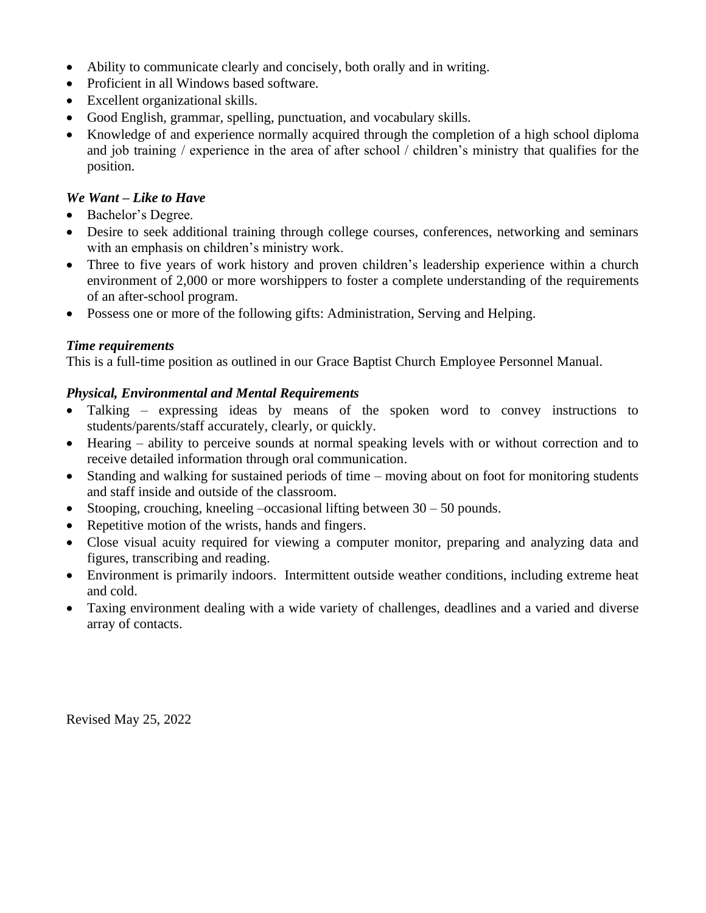- Ability to communicate clearly and concisely, both orally and in writing.
- Proficient in all Windows based software.
- Excellent organizational skills.
- Good English, grammar, spelling, punctuation, and vocabulary skills.
- Knowledge of and experience normally acquired through the completion of a high school diploma and job training / experience in the area of after school / children's ministry that qualifies for the position.

### *We Want – Like to Have*

- Bachelor's Degree.
- Desire to seek additional training through college courses, conferences, networking and seminars with an emphasis on children's ministry work.
- Three to five years of work history and proven children's leadership experience within a church environment of 2,000 or more worshippers to foster a complete understanding of the requirements of an after-school program.
- Possess one or more of the following gifts: Administration, Serving and Helping.

### *Time requirements*

This is a full-time position as outlined in our Grace Baptist Church Employee Personnel Manual.

### *Physical, Environmental and Mental Requirements*

- Talking – expressing ideas by means of the spoken word to convey instructions to students/parents/staff accurately, clearly, or quickly.
- Hearing – ability to perceive sounds at normal speaking levels with or without correction and to receive detailed information through oral communication.
- Standing and walking for sustained periods of time – moving about on foot for monitoring students and staff inside and outside of the classroom.
- Stooping, crouching, kneeling –occasional lifting between 30 – 50 pounds.
- Repetitive motion of the wrists, hands and fingers.
- Close visual acuity required for viewing a computer monitor, preparing and analyzing data and figures, transcribing and reading.
- Environment is primarily indoors. Intermittent outside weather conditions, including extreme heat and cold.
- Taxing environment dealing with a wide variety of challenges, deadlines and a varied and diverse array of contacts.

Revised May 25, 2022